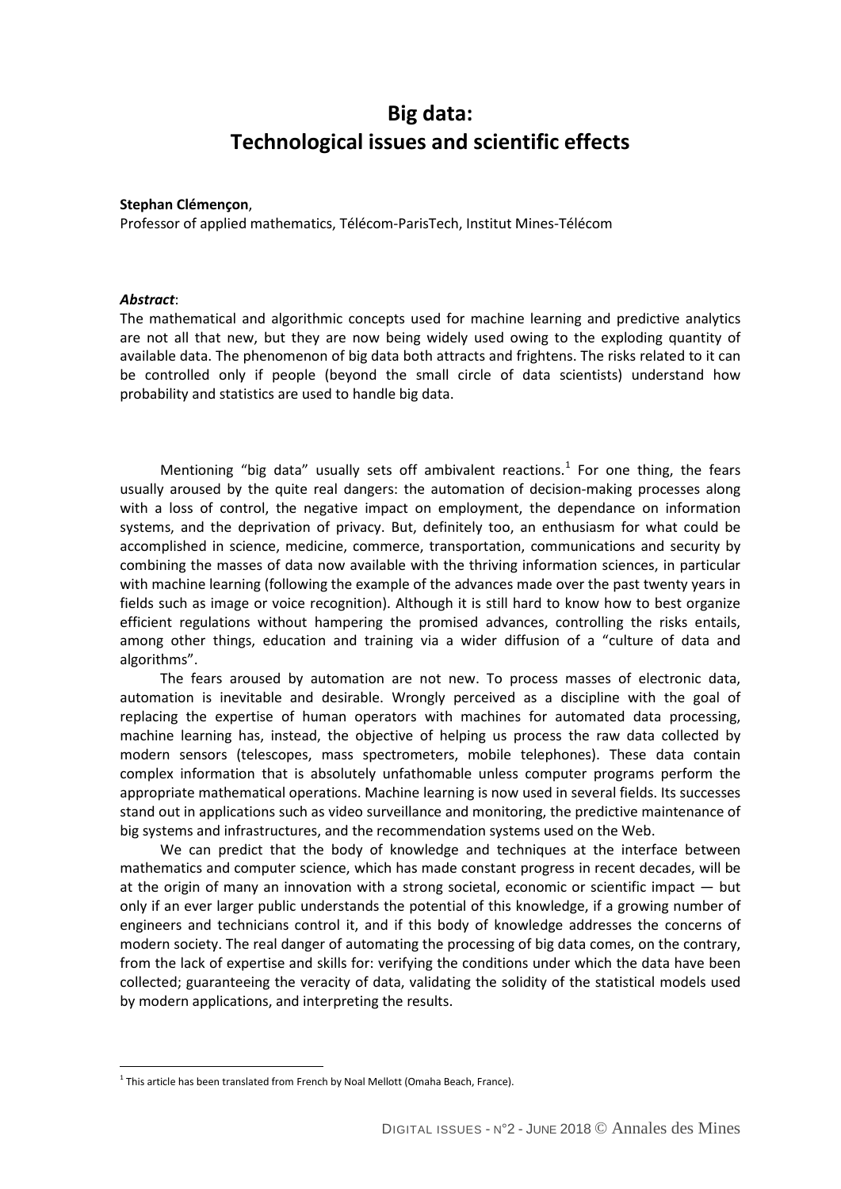# Big data: Technological issues and scientific effects

**Stephan Clémençon**,
Professor of applied mathematics, Télécom-ParisTech, Institut Mines-Télécom

***Abstract***:
The mathematical and algorithmic concepts used for machine learning and predictive analytics are not all that new, but they are now being widely used owing to the exploding quantity of available data. The phenomenon of big data both attracts and frightens. The risks related to it can be controlled only if people (beyond the small circle of data scientists) understand how probability and statistics are used to handle big data.

Mentioning "big data" usually sets off ambivalent reactions.[1] For one thing, the fears usually aroused by the quite real dangers: the automation of decision-making processes along with a loss of control, the negative impact on employment, the dependance on information systems, and the deprivation of privacy. But, definitely too, an enthusiasm for what could be accomplished in science, medicine, commerce, transportation, communications and security by combining the masses of data now available with the thriving information sciences, in particular with machine learning (following the example of the advances made over the past twenty years in fields such as image or voice recognition). Although it is still hard to know how to best organize efficient regulations without hampering the promised advances, controlling the risks entails, among other things, education and training via a wider diffusion of a "culture of data and algorithms".

The fears aroused by automation are not new. To process masses of electronic data, automation is inevitable and desirable. Wrongly perceived as a discipline with the goal of replacing the expertise of human operators with machines for automated data processing, machine learning has, instead, the objective of helping us process the raw data collected by modern sensors (telescopes, mass spectrometers, mobile telephones). These data contain complex information that is absolutely unfathomable unless computer programs perform the appropriate mathematical operations. Machine learning is now used in several fields. Its successes stand out in applications such as video surveillance and monitoring, the predictive maintenance of big systems and infrastructures, and the recommendation systems used on the Web.

We can predict that the body of knowledge and techniques at the interface between mathematics and computer science, which has made constant progress in recent decades, will be at the origin of many an innovation with a strong societal, economic or scientific impact — but only if an ever larger public understands the potential of this knowledge, if a growing number of engineers and technicians control it, and if this body of knowledge addresses the concerns of modern society. The real danger of automating the processing of big data comes, on the contrary, from the lack of expertise and skills for: verifying the conditions under which the data have been collected; guaranteeing the veracity of data, validating the solidity of the statistical models used by modern applications, and interpreting the results.

[1] This article has been translated from French by Noal Mellott (Omaha Beach, France).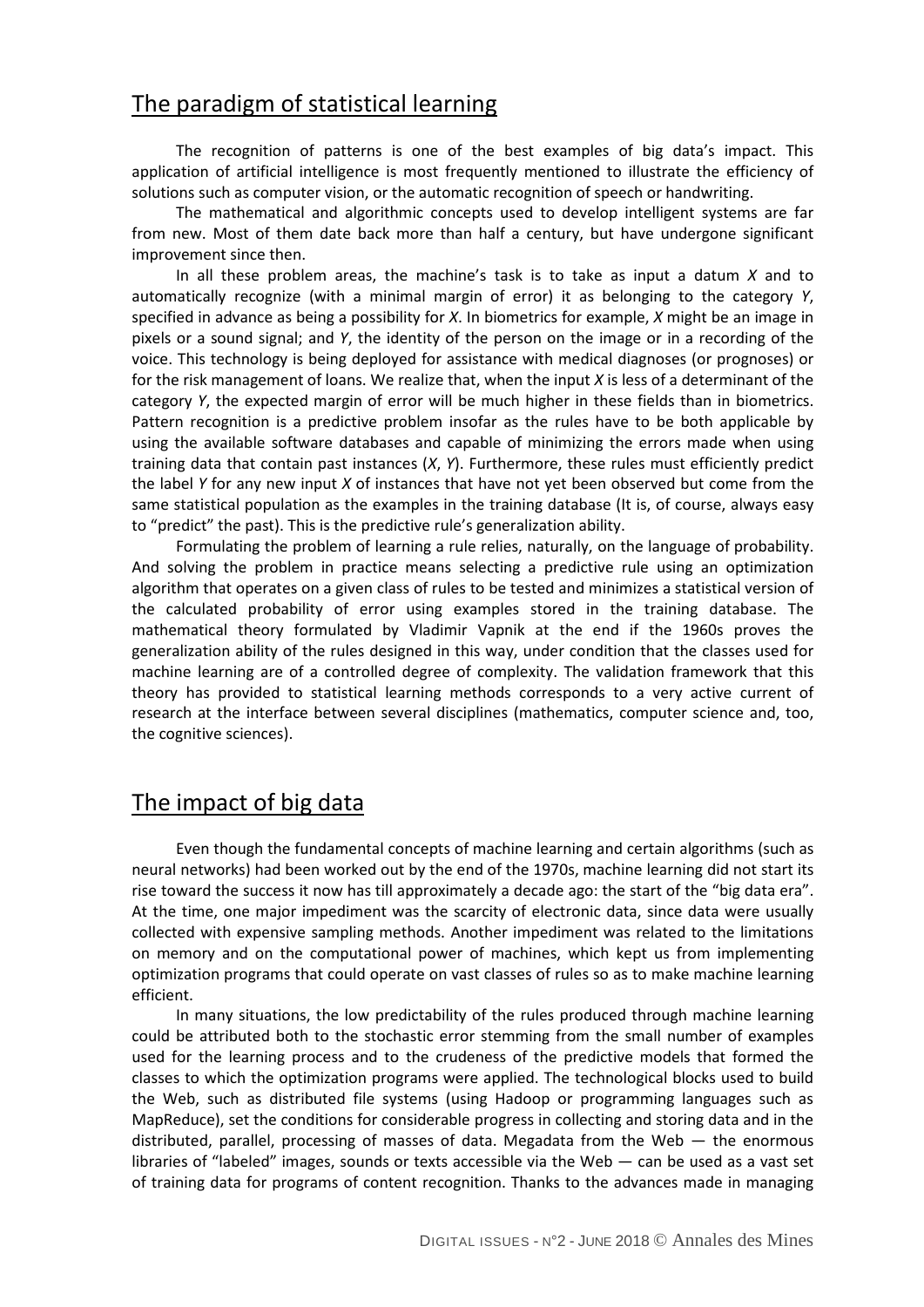## The paradigm of statistical learning

The recognition of patterns is one of the best examples of big data's impact. This application of artificial intelligence is most frequently mentioned to illustrate the efficiency of solutions such as computer vision, or the automatic recognition of speech or handwriting.

The mathematical and algorithmic concepts used to develop intelligent systems are far from new. Most of them date back more than half a century, but have undergone significant improvement since then.

In all these problem areas, the machine's task is to take as input a datum *X* and to automatically recognize (with a minimal margin of error) it as belonging to the category *Y*, specified in advance as being a possibility for *X*. In biometrics for example, *X* might be an image in pixels or a sound signal; and *Y*, the identity of the person on the image or in a recording of the voice. This technology is being deployed for assistance with medical diagnoses (or prognoses) or for the risk management of loans. We realize that, when the input *X* is less of a determinant of the category *Y*, the expected margin of error will be much higher in these fields than in biometrics. Pattern recognition is a predictive problem insofar as the rules have to be both applicable by using the available software databases and capable of minimizing the errors made when using training data that contain past instances (*X*, *Y*). Furthermore, these rules must efficiently predict the label *Y* for any new input *X* of instances that have not yet been observed but come from the same statistical population as the examples in the training database (It is, of course, always easy to "predict" the past). This is the predictive rule's generalization ability.

Formulating the problem of learning a rule relies, naturally, on the language of probability. And solving the problem in practice means selecting a predictive rule using an optimization algorithm that operates on a given class of rules to be tested and minimizes a statistical version of the calculated probability of error using examples stored in the training database. The mathematical theory formulated by Vladimir Vapnik at the end if the 1960s proves the generalization ability of the rules designed in this way, under condition that the classes used for machine learning are of a controlled degree of complexity. The validation framework that this theory has provided to statistical learning methods corresponds to a very active current of research at the interface between several disciplines (mathematics, computer science and, too, the cognitive sciences).

## The impact of big data

Even though the fundamental concepts of machine learning and certain algorithms (such as neural networks) had been worked out by the end of the 1970s, machine learning did not start its rise toward the success it now has till approximately a decade ago: the start of the "big data era". At the time, one major impediment was the scarcity of electronic data, since data were usually collected with expensive sampling methods. Another impediment was related to the limitations on memory and on the computational power of machines, which kept us from implementing optimization programs that could operate on vast classes of rules so as to make machine learning efficient.

In many situations, the low predictability of the rules produced through machine learning could be attributed both to the stochastic error stemming from the small number of examples used for the learning process and to the crudeness of the predictive models that formed the classes to which the optimization programs were applied. The technological blocks used to build the Web, such as distributed file systems (using Hadoop or programming languages such as MapReduce), set the conditions for considerable progress in collecting and storing data and in the distributed, parallel, processing of masses of data. Megadata from the Web — the enormous libraries of "labeled" images, sounds or texts accessible via the Web — can be used as a vast set of training data for programs of content recognition. Thanks to the advances made in managing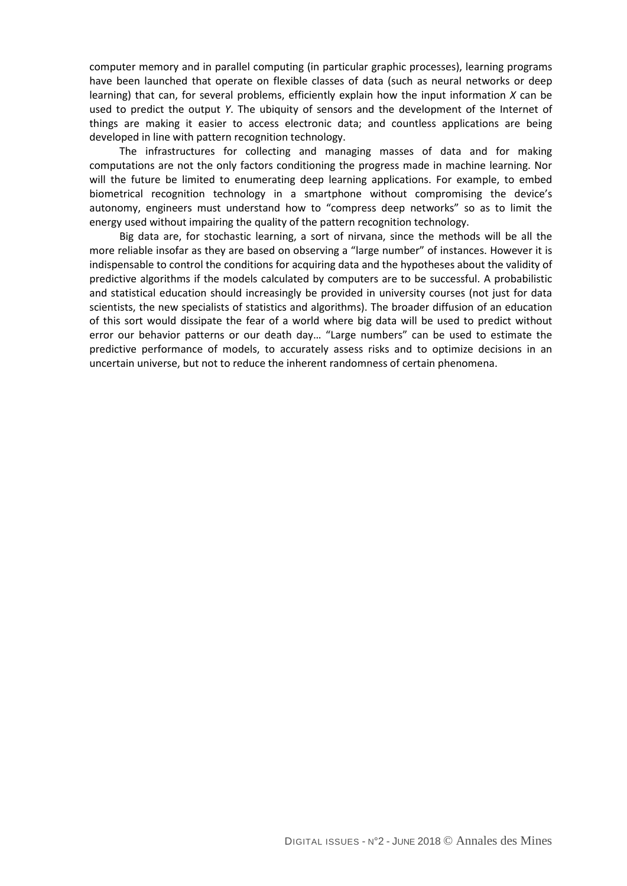computer memory and in parallel computing (in particular graphic processes), learning programs have been launched that operate on flexible classes of data (such as neural networks or deep learning) that can, for several problems, efficiently explain how the input information $X$ can be used to predict the output $Y$. The ubiquity of sensors and the development of the Internet of things are making it easier to access electronic data; and countless applications are being developed in line with pattern recognition technology.

The infrastructures for collecting and managing masses of data and for making computations are not the only factors conditioning the progress made in machine learning. Nor will the future be limited to enumerating deep learning applications. For example, to embed biometrical recognition technology in a smartphone without compromising the device's autonomy, engineers must understand how to "compress deep networks" so as to limit the energy used without impairing the quality of the pattern recognition technology.

Big data are, for stochastic learning, a sort of nirvana, since the methods will be all the more reliable insofar as they are based on observing a "large number" of instances. However it is indispensable to control the conditions for acquiring data and the hypotheses about the validity of predictive algorithms if the models calculated by computers are to be successful. A probabilistic and statistical education should increasingly be provided in university courses (not just for data scientists, the new specialists of statistics and algorithms). The broader diffusion of an education of this sort would dissipate the fear of a world where big data will be used to predict without error our behavior patterns or our death day… "Large numbers" can be used to estimate the predictive performance of models, to accurately assess risks and to optimize decisions in an uncertain universe, but not to reduce the inherent randomness of certain phenomena.